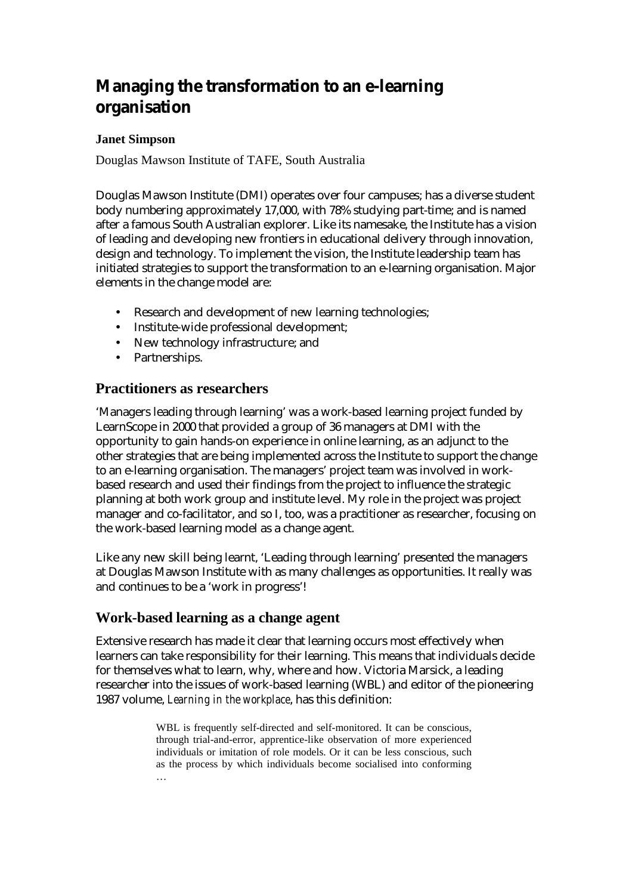# Managing the transformation to an e-learning organisation

**Janet Simpson**

Douglas Mawson Institute of TAFE, South Australia

Douglas Mawson Institute (DMI) operates over four campuses; has a diverse student body numbering approximately 17,000, with 78% studying part-time; and is named after a famous South Australian explorer. Like its namesake, the Institute has a vision of leading and developing new frontiers in educational delivery through innovation, design and technology. To implement the vision, the Institute leadership team has initiated strategies to support the transformation to an e-learning organisation. Major elements in the change model are:

- Research and development of new learning technologies;
- Institute-wide professional development;
- New technology infrastructure; and
- Partnerships.

## Practitioners as researchers

'Managers leading through learning' was a work-based learning project funded by LearnScope in 2000 that provided a group of 36 managers at DMI with the opportunity to gain hands-on experience in online learning, as an adjunct to the other strategies that are being implemented across the Institute to support the change to an e-learning organisation. The managers' project team was involved in work-based research and used their findings from the project to influence the strategic planning at both work group and institute level. My role in the project was project manager and co-facilitator, and so I, too, was a practitioner as researcher, focusing on the work-based learning model as a change agent.

Like any new skill being learnt, 'Leading through learning' presented the managers at Douglas Mawson Institute with as many challenges as opportunities. It really was and continues to be a 'work in progress'!

## Work-based learning as a change agent

Extensive research has made it clear that learning occurs most effectively when learners can take responsibility for their learning. This means that individuals decide for themselves what to learn, why, where and how. Victoria Marsick, a leading researcher into the issues of work-based learning (WBL) and editor of the pioneering 1987 volume, *Learning in the workplace*, has this definition:

> WBL is frequently self-directed and self-monitored. It can be conscious, through trial-and-error, apprentice-like observation of more experienced individuals or imitation of role models. Or it can be less conscious, such as the process by which individuals become socialised into conforming …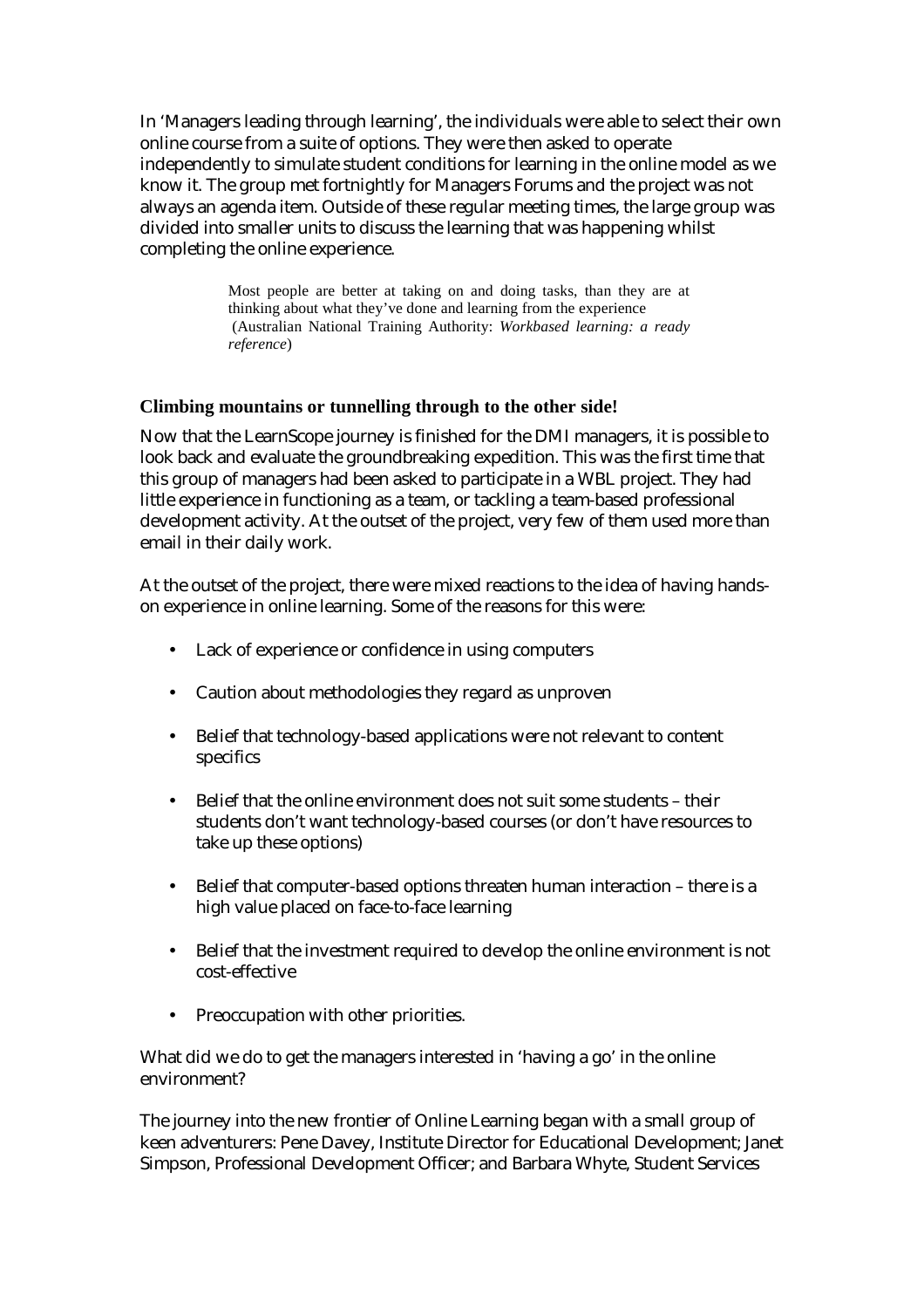In 'Managers leading through learning', the individuals were able to select their own online course from a suite of options. They were then asked to operate independently to simulate student conditions for learning in the online model as we know it. The group met fortnightly for Managers Forums and the project was not always an agenda item. Outside of these regular meeting times, the large group was divided into smaller units to discuss the learning that was happening whilst completing the online experience.

> Most people are better at taking on and doing tasks, than they are at thinking about what they've done and learning from the experience (Australian National Training Authority: *Workbased learning: a ready reference*)

### Climbing mountains or tunnelling through to the other side!

Now that the LearnScope journey is finished for the DMI managers, it is possible to look back and evaluate the groundbreaking expedition. This was the first time that this group of managers had been asked to participate in a WBL project. They had little experience in functioning as a team, or tackling a team-based professional development activity. At the outset of the project, very few of them used more than email in their daily work.

At the outset of the project, there were mixed reactions to the idea of having hands-on experience in online learning. Some of the reasons for this were:

- Lack of experience or confidence in using computers
- Caution about methodologies they regard as unproven
- Belief that technology-based applications were not relevant to content specifics
- Belief that the online environment does not suit some students – their students don't want technology-based courses (or don't have resources to take up these options)
- Belief that computer-based options threaten human interaction – there is a high value placed on face-to-face learning
- Belief that the investment required to develop the online environment is not cost-effective
- Preoccupation with other priorities.

What did we do to get the managers interested in 'having a go' in the online environment?

The journey into the new frontier of Online Learning began with a small group of keen adventurers: Pene Davey, Institute Director for Educational Development; Janet Simpson, Professional Development Officer; and Barbara Whyte, Student Services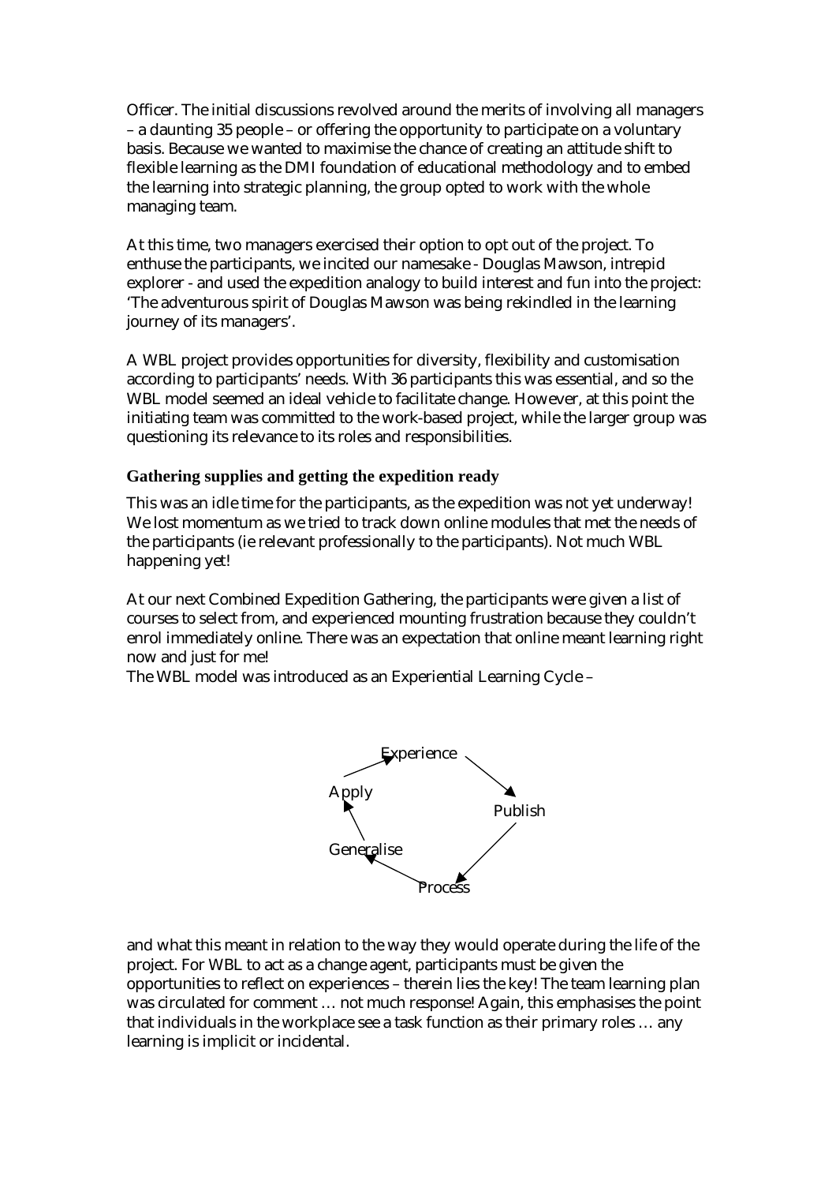Officer. The initial discussions revolved around the merits of involving all managers – a daunting 35 people – or offering the opportunity to participate on a voluntary basis. Because we wanted to maximise the chance of creating an attitude shift to flexible learning as the DMI foundation of educational methodology and to embed the learning into strategic planning, the group opted to work with the whole managing team.

At this time, two managers exercised their option to opt out of the project. To enthuse the participants, we incited our namesake - Douglas Mawson, intrepid explorer - and used the expedition analogy to build interest and fun into the project: 'The adventurous spirit of Douglas Mawson was being rekindled in the learning journey of its managers'.

A WBL project provides opportunities for diversity, flexibility and customisation according to participants' needs. With 36 participants this was essential, and so the WBL model seemed an ideal vehicle to facilitate change. However, at this point the initiating team was committed to the work-based project, while the larger group was questioning its relevance to its roles and responsibilities.

### Gathering supplies and getting the expedition ready

This was an idle time for the participants, as the expedition was not yet underway! We lost momentum as we tried to track down online modules that met the needs of the participants (ie relevant professionally to the participants). Not much WBL happening yet!

At our next Combined Expedition Gathering, the participants were given a list of courses to select from, and experienced mounting frustration because they couldn't enrol immediately online. There was an expectation that online meant learning right now and just for me!

The WBL model was introduced as an Experiential Learning Cycle –

Experience → Publish → Process → Generalise → Apply → Experience

and what this meant in relation to the way they would operate during the life of the project. For WBL to act as a change agent, participants must be given the opportunities to reflect on experiences – therein lies the key! The team learning plan was circulated for comment … not much response! Again, this emphasises the point that individuals in the workplace see a task function as their primary roles … any learning is implicit or incidental.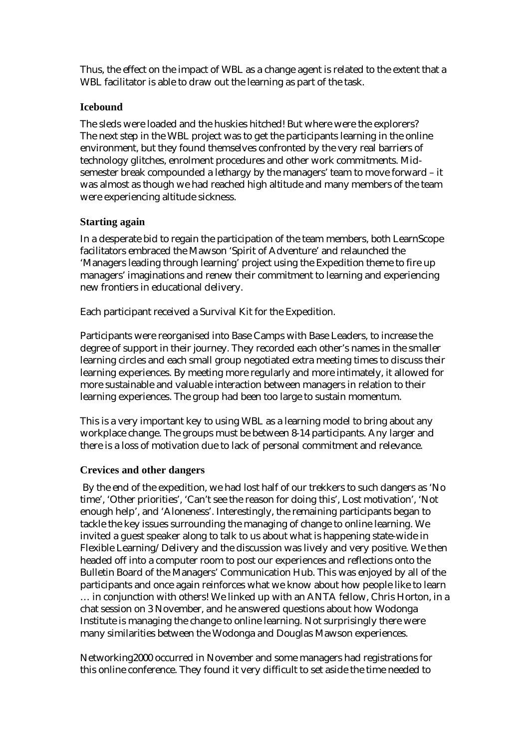Thus, the effect on the impact of WBL as a change agent is related to the extent that a WBL facilitator is able to draw out the learning as part of the task.

### Icebound

The sleds were loaded and the huskies hitched! But where were the explorers? The next step in the WBL project was to get the participants learning in the online environment, but they found themselves confronted by the very real barriers of technology glitches, enrolment procedures and other work commitments. Mid-semester break compounded a lethargy by the managers' team to move forward – it was almost as though we had reached high altitude and many members of the team were experiencing altitude sickness.

### Starting again

In a desperate bid to regain the participation of the team members, both LearnScope facilitators embraced the Mawson 'Spirit of Adventure' and relaunched the 'Managers leading through learning' project using the Expedition theme to fire up managers' imaginations and renew their commitment to learning and experiencing new frontiers in educational delivery.

Each participant received a Survival Kit for the Expedition.

Participants were reorganised into Base Camps with Base Leaders, to increase the degree of support in their journey. They recorded each other's names in the smaller learning circles and each small group negotiated extra meeting times to discuss their learning experiences. By meeting more regularly and more intimately, it allowed for more sustainable and valuable interaction between managers in relation to their learning experiences. The group had been too large to sustain momentum.

This is a very important key to using WBL as a learning model to bring about any workplace change. The groups must be between 8-14 participants. Any larger and there is a loss of motivation due to lack of personal commitment and relevance.

### Crevices and other dangers

By the end of the expedition, we had lost half of our trekkers to such dangers as 'No time', 'Other priorities', 'Can't see the reason for doing this', Lost motivation', 'Not enough help', and 'Aloneness'. Interestingly, the remaining participants began to tackle the key issues surrounding the managing of change to online learning. We invited a guest speaker along to talk to us about what is happening state-wide in Flexible Learning/Delivery and the discussion was lively and very positive. We then headed off into a computer room to post our experiences and reflections onto the Bulletin Board of the Managers' Communication Hub. This was enjoyed by all of the participants and once again reinforces what we know about how people like to learn … in conjunction with others! We linked up with an ANTA fellow, Chris Horton, in a chat session on 3 November, and he answered questions about how Wodonga Institute is managing the change to online learning. Not surprisingly there were many similarities between the Wodonga and Douglas Mawson experiences.

Networking2000 occurred in November and some managers had registrations for this online conference. They found it very difficult to set aside the time needed to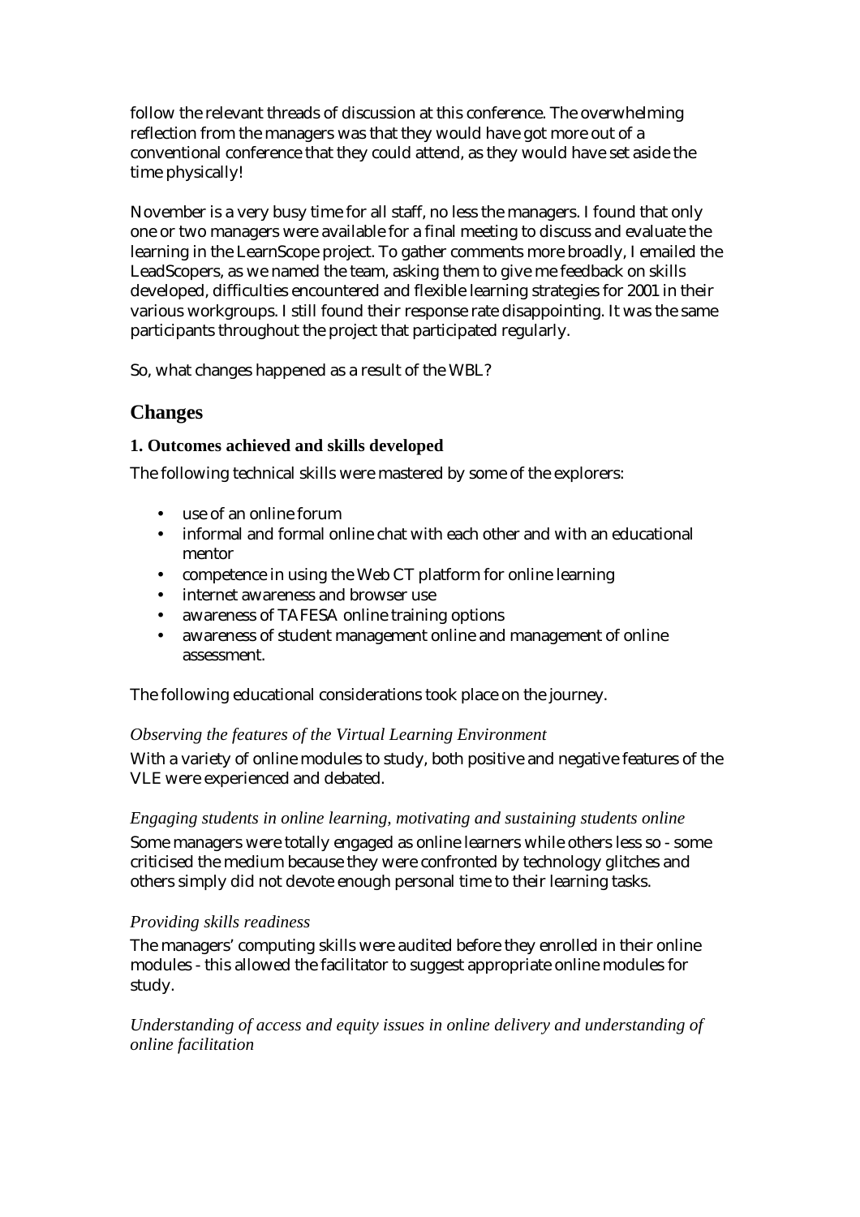follow the relevant threads of discussion at this conference. The overwhelming reflection from the managers was that they would have got more out of a conventional conference that they could attend, as they would have set aside the time physically!

November is a very busy time for all staff, no less the managers. I found that only one or two managers were available for a final meeting to discuss and evaluate the learning in the LearnScope project. To gather comments more broadly, I emailed the LeadScopers, as we named the team, asking them to give me feedback on skills developed, difficulties encountered and flexible learning strategies for 2001 in their various workgroups. I still found their response rate disappointing. It was the same participants throughout the project that participated regularly.

So, what changes happened as a result of the WBL?

## Changes

### 1. Outcomes achieved and skills developed

The following technical skills were mastered by some of the explorers:

- use of an online forum
- informal and formal online chat with each other and with an educational mentor
- competence in using the Web CT platform for online learning
- internet awareness and browser use
- awareness of TAFESA online training options
- awareness of student management online and management of online assessment.

The following educational considerations took place on the journey.

*Observing the features of the Virtual Learning Environment*

With a variety of online modules to study, both positive and negative features of the VLE were experienced and debated.

*Engaging students in online learning, motivating and sustaining students online*

Some managers were totally engaged as online learners while others less so - some criticised the medium because they were confronted by technology glitches and others simply did not devote enough personal time to their learning tasks.

*Providing skills readiness*

The managers' computing skills were audited before they enrolled in their online modules - this allowed the facilitator to suggest appropriate online modules for study.

*Understanding of access and equity issues in online delivery and understanding of online facilitation*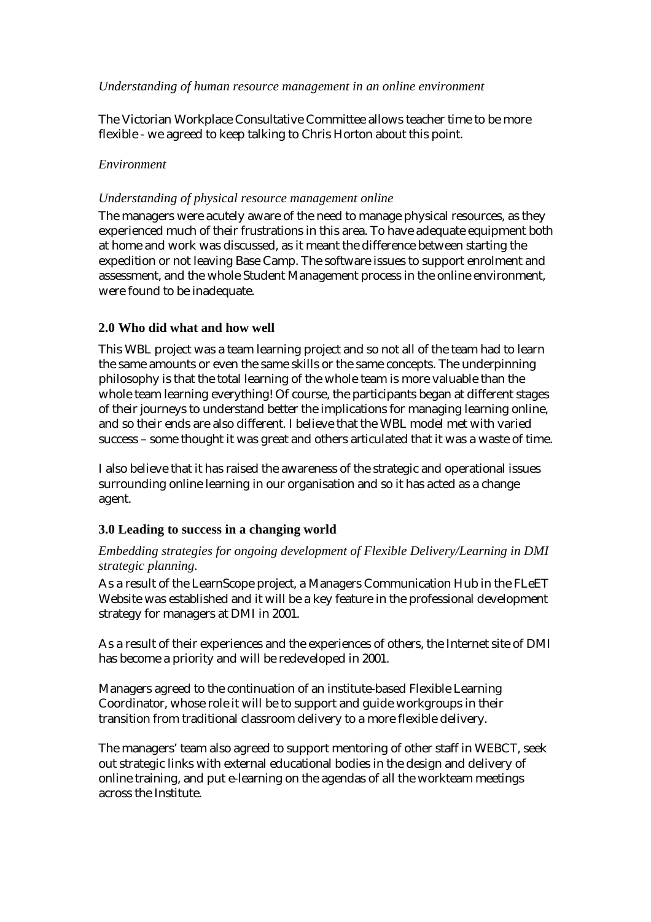*Understanding of human resource management in an online environment*

The Victorian Workplace Consultative Committee allows teacher time to be more flexible - we agreed to keep talking to Chris Horton about this point.

*Environment*

*Understanding of physical resource management online*

The managers were acutely aware of the need to manage physical resources, as they experienced much of their frustrations in this area. To have adequate equipment both at home and work was discussed, as it meant the difference between starting the expedition or not leaving Base Camp. The software issues to support enrolment and assessment, and the whole Student Management process in the online environment, were found to be inadequate.

## 2.0 Who did what and how well

This WBL project was a team learning project and so not all of the team had to learn the same amounts or even the same skills or the same concepts. The underpinning philosophy is that the total learning of the whole team is more valuable than the whole team learning everything! Of course, the participants began at different stages of their journeys to understand better the implications for managing learning online, and so their ends are also different. I believe that the WBL model met with varied success – some thought it was great and others articulated that it was a waste of time.

I also believe that it has raised the awareness of the strategic and operational issues surrounding online learning in our organisation and so it has acted as a change agent.

## 3.0 Leading to success in a changing world

*Embedding strategies for ongoing development of Flexible Delivery/Learning in DMI strategic planning.*

As a result of the LearnScope project, a Managers Communication Hub in the FLeET Website was established and it will be a key feature in the professional development strategy for managers at DMI in 2001.

As a result of their experiences and the experiences of others, the Internet site of DMI has become a priority and will be redeveloped in 2001.

Managers agreed to the continuation of an institute-based Flexible Learning Coordinator, whose role it will be to support and guide workgroups in their transition from traditional classroom delivery to a more flexible delivery.

The managers' team also agreed to support mentoring of other staff in WEBCT, seek out strategic links with external educational bodies in the design and delivery of online training, and put e-learning on the agendas of all the workteam meetings across the Institute.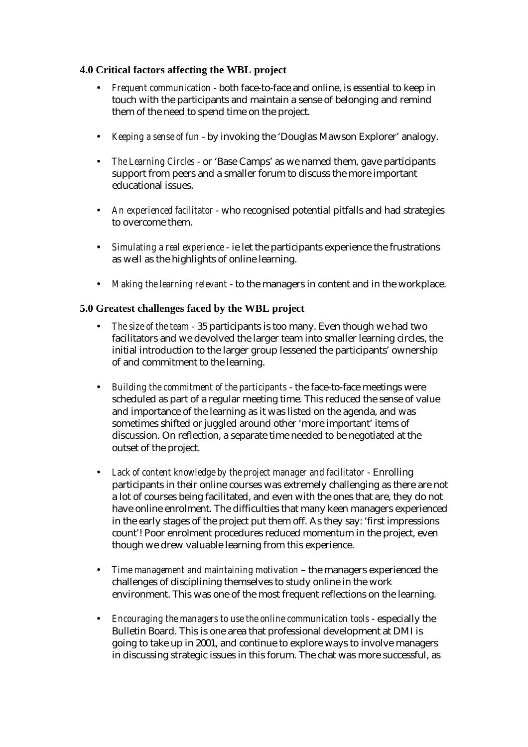### 4.0 Critical factors affecting the WBL project

- *Frequent communication* - both face-to-face and online, is essential to keep in touch with the participants and maintain a sense of belonging and remind them of the need to spend time on the project.

- *Keeping a sense of fun* - by invoking the 'Douglas Mawson Explorer' analogy.

- *The Learning Circles* - or 'Base Camps' as we named them, gave participants support from peers and a smaller forum to discuss the more important educational issues.

- *An experienced facilitator* - who recognised potential pitfalls and had strategies to overcome them.

- *Simulating a real experience* - ie let the participants experience the frustrations as well as the highlights of online learning.

- *Making the learning relevant* - to the managers in content and in the workplace.

### 5.0 Greatest challenges faced by the WBL project

- *The size of the team* - 35 participants is too many. Even though we had two facilitators and we devolved the larger team into smaller learning circles, the initial introduction to the larger group lessened the participants' ownership of and commitment to the learning.

- *Building the commitment of the participants* - the face-to-face meetings were scheduled as part of a regular meeting time. This reduced the sense of value and importance of the learning as it was listed on the agenda, and was sometimes shifted or juggled around other 'more important' items of discussion. On reflection, a separate time needed to be negotiated at the outset of the project.

- *Lack of content knowledge by the project manager and facilitator* - Enrolling participants in their online courses was extremely challenging as there are not a lot of courses being facilitated, and even with the ones that are, they do not have online enrolment. The difficulties that many keen managers experienced in the early stages of the project put them off. As they say: 'first impressions count'! Poor enrolment procedures reduced momentum in the project, even though we drew valuable learning from this experience.

- *Time management and maintaining motivation* – the managers experienced the challenges of disciplining themselves to study online in the work environment. This was one of the most frequent reflections on the learning.

- *Encouraging the managers to use the online communication tools* - especially the Bulletin Board. This is one area that professional development at DMI is going to take up in 2001, and continue to explore ways to involve managers in discussing strategic issues in this forum. The chat was more successful, as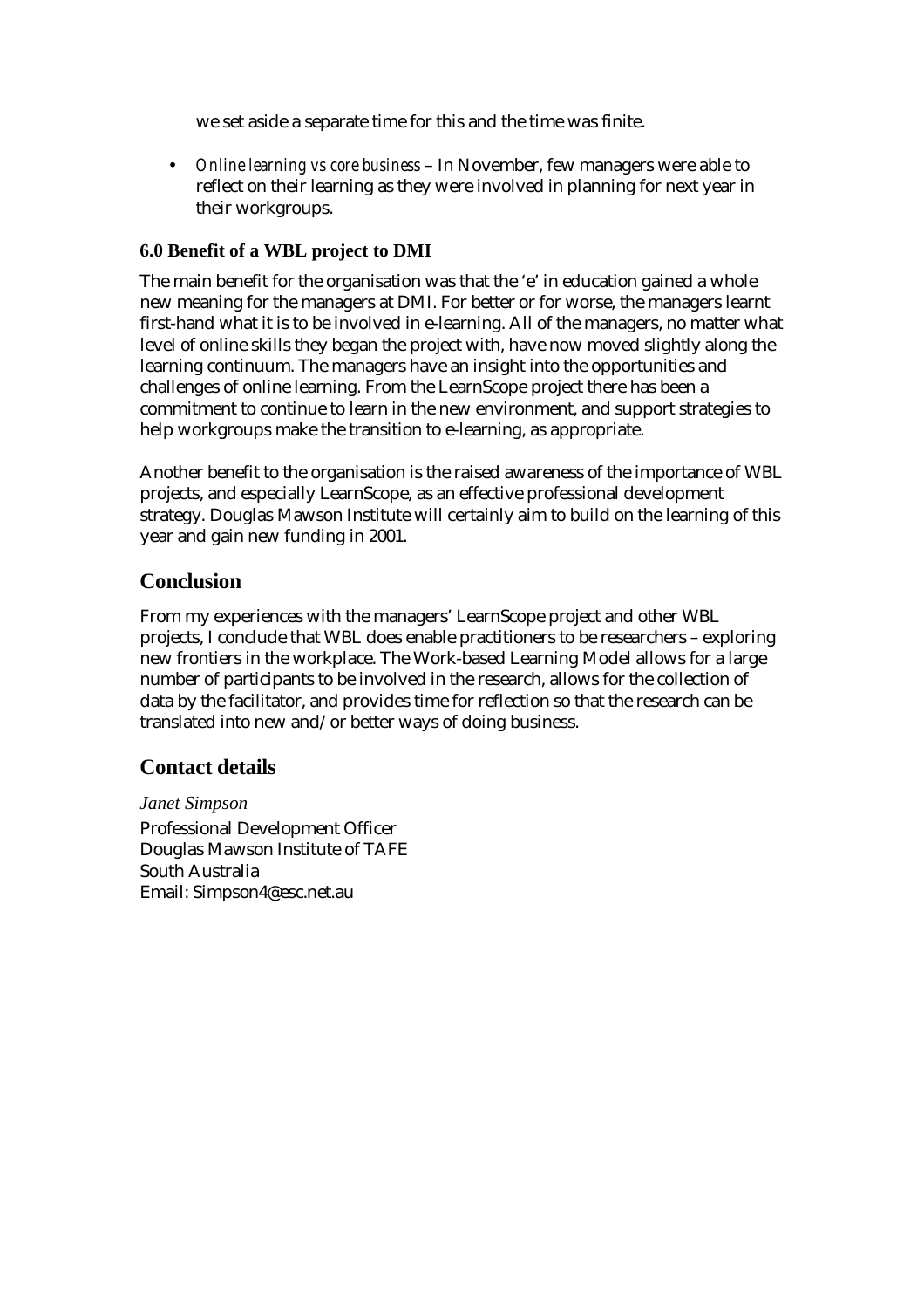we set aside a separate time for this and the time was finite.

- *Online learning vs core business* – In November, few managers were able to reflect on their learning as they were involved in planning for next year in their workgroups.

### 6.0 Benefit of a WBL project to DMI

The main benefit for the organisation was that the 'e' in education gained a whole new meaning for the managers at DMI. For better or for worse, the managers learnt first-hand what it is to be involved in e-learning. All of the managers, no matter what level of online skills they began the project with, have now moved slightly along the learning continuum. The managers have an insight into the opportunities and challenges of online learning. From the LearnScope project there has been a commitment to continue to learn in the new environment, and support strategies to help workgroups make the transition to e-learning, as appropriate.

Another benefit to the organisation is the raised awareness of the importance of WBL projects, and especially LearnScope, as an effective professional development strategy. Douglas Mawson Institute will certainly aim to build on the learning of this year and gain new funding in 2001.

## Conclusion

From my experiences with the managers' LearnScope project and other WBL projects, I conclude that WBL does enable practitioners to be researchers – exploring new frontiers in the workplace. The Work-based Learning Model allows for a large number of participants to be involved in the research, allows for the collection of data by the facilitator, and provides time for reflection so that the research can be translated into new and/or better ways of doing business.

## Contact details

*Janet Simpson*
Professional Development Officer
Douglas Mawson Institute of TAFE
South Australia
Email: Simpson4@esc.net.au